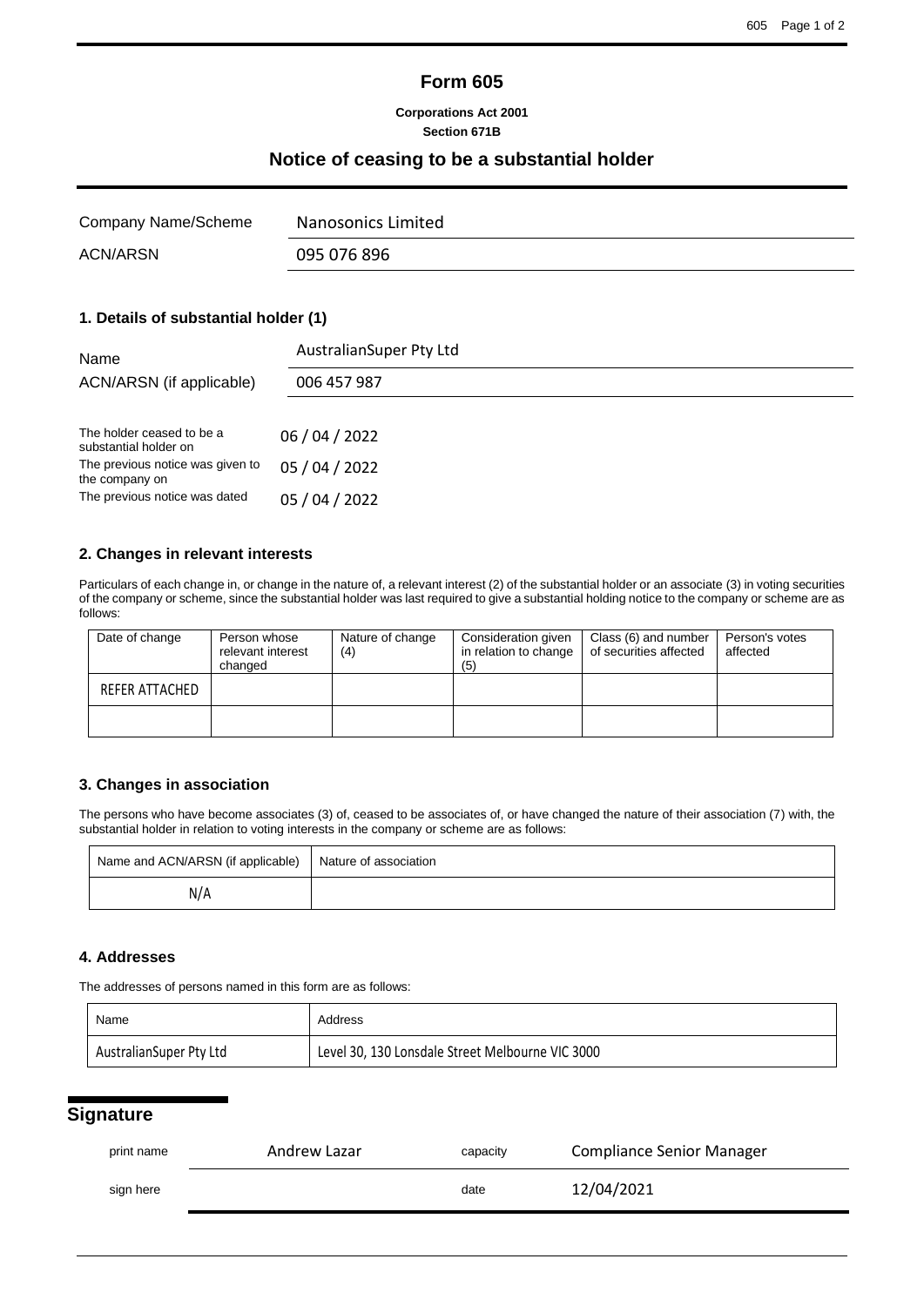# Form 605

**Corporations Act 2001**
**Section 671B**

## Notice of ceasing to be a substantial holder

| | |
|---|---|
| Company Name/Scheme | Nanosonics Limited |
| ACN/ARSN | 095 076 896 |

### 1. Details of substantial holder (1)

| | |
|---|---|
| Name | AustralianSuper Pty Ltd |
| ACN/ARSN (if applicable) | 006 457 987 |

| | |
|---|---|
| The holder ceased to be a substantial holder on | 06 / 04 / 2022 |
| The previous notice was given to the company on | 05 / 04 / 2022 |
| The previous notice was dated | 05 / 04 / 2022 |

### 2. Changes in relevant interests

Particulars of each change in, or change in the nature of, a relevant interest (2) of the substantial holder or an associate (3) in voting securities of the company or scheme, since the substantial holder was last required to give a substantial holding notice to the company or scheme are as follows:

| Date of change | Person whose relevant interest changed | Nature of change (4) | Consideration given in relation to change (5) | Class (6) and number of securities affected | Person's votes affected |
|---|---|---|---|---|---|
| REFER ATTACHED | | | | | |
| | | | | | |

### 3. Changes in association

The persons who have become associates (3) of, ceased to be associates of, or have changed the nature of their association (7) with, the substantial holder in relation to voting interests in the company or scheme are as follows:

| Name and ACN/ARSN (if applicable) | Nature of association |
|---|---|
| N/A | |

### 4. Addresses

The addresses of persons named in this form are as follows:

| Name | Address |
|---|---|
| AustralianSuper Pty Ltd | Level 30, 130 Lonsdale Street Melbourne VIC 3000 |

## Signature

| | | | |
|---|---|---|---|
| print name | Andrew Lazar | capacity | Compliance Senior Manager |
| sign here | | date | 12/04/2021 |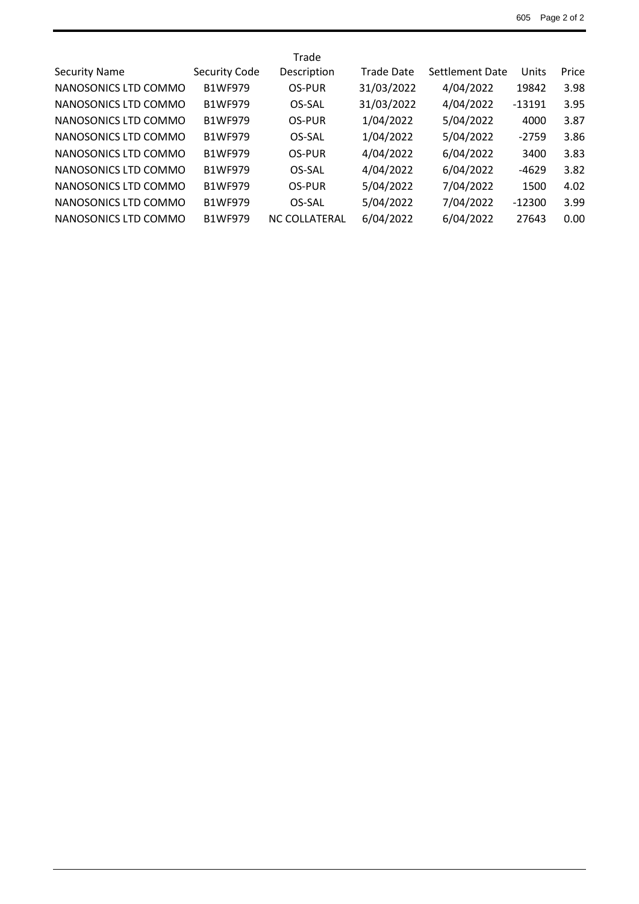| Security Name | Security Code | Trade Description | Trade Date | Settlement Date | Units | Price |
|---|---|---|---|---|---|---|
| NANOSONICS LTD COMMO | B1WF979 | OS-PUR | 31/03/2022 | 4/04/2022 | 19842 | 3.98 |
| NANOSONICS LTD COMMO | B1WF979 | OS-SAL | 31/03/2022 | 4/04/2022 | -13191 | 3.95 |
| NANOSONICS LTD COMMO | B1WF979 | OS-PUR | 1/04/2022 | 5/04/2022 | 4000 | 3.87 |
| NANOSONICS LTD COMMO | B1WF979 | OS-SAL | 1/04/2022 | 5/04/2022 | -2759 | 3.86 |
| NANOSONICS LTD COMMO | B1WF979 | OS-PUR | 4/04/2022 | 6/04/2022 | 3400 | 3.83 |
| NANOSONICS LTD COMMO | B1WF979 | OS-SAL | 4/04/2022 | 6/04/2022 | -4629 | 3.82 |
| NANOSONICS LTD COMMO | B1WF979 | OS-PUR | 5/04/2022 | 7/04/2022 | 1500 | 4.02 |
| NANOSONICS LTD COMMO | B1WF979 | OS-SAL | 5/04/2022 | 7/04/2022 | -12300 | 3.99 |
| NANOSONICS LTD COMMO | B1WF979 | NC COLLATERAL | 6/04/2022 | 6/04/2022 | 27643 | 0.00 |